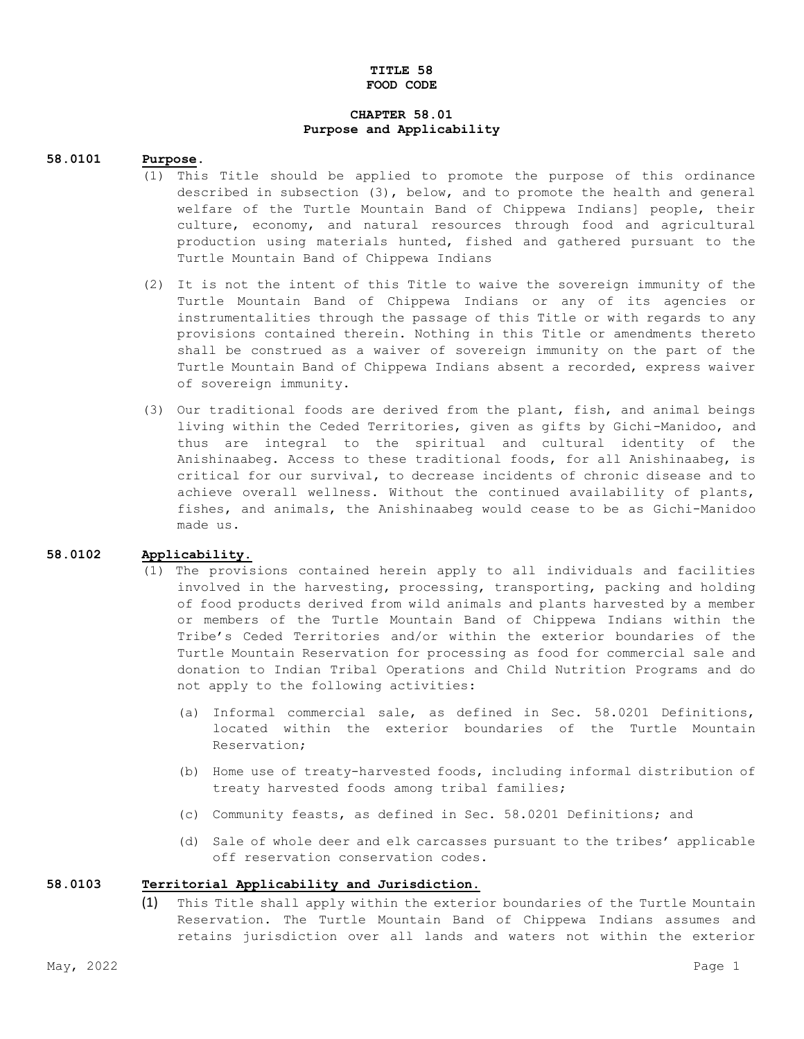# TITLE 58
# FOOD CODE

## CHAPTER 58.01
## Purpose and Applicability

**58.0101 Purpose.**

(1) This Title should be applied to promote the purpose of this ordinance described in subsection (3), below, and to promote the health and general welfare of the Turtle Mountain Band of Chippewa Indians] people, their culture, economy, and natural resources through food and agricultural production using materials hunted, fished and gathered pursuant to the Turtle Mountain Band of Chippewa Indians

(2) It is not the intent of this Title to waive the sovereign immunity of the Turtle Mountain Band of Chippewa Indians or any of its agencies or instrumentalities through the passage of this Title or with regards to any provisions contained therein. Nothing in this Title or amendments thereto shall be construed as a waiver of sovereign immunity on the part of the Turtle Mountain Band of Chippewa Indians absent a recorded, express waiver of sovereign immunity.

(3) Our traditional foods are derived from the plant, fish, and animal beings living within the Ceded Territories, given as gifts by Gichi-Manidoo, and thus are integral to the spiritual and cultural identity of the Anishinaabeg. Access to these traditional foods, for all Anishinaabeg, is critical for our survival, to decrease incidents of chronic disease and to achieve overall wellness. Without the continued availability of plants, fishes, and animals, the Anishinaabeg would cease to be as Gichi-Manidoo made us.

**58.0102 Applicability.**

(1) The provisions contained herein apply to all individuals and facilities involved in the harvesting, processing, transporting, packing and holding of food products derived from wild animals and plants harvested by a member or members of the Turtle Mountain Band of Chippewa Indians within the Tribe's Ceded Territories and/or within the exterior boundaries of the Turtle Mountain Reservation for processing as food for commercial sale and donation to Indian Tribal Operations and Child Nutrition Programs and do not apply to the following activities:

   (a) Informal commercial sale, as defined in Sec. 58.0201 Definitions, located within the exterior boundaries of the Turtle Mountain Reservation;

   (b) Home use of treaty-harvested foods, including informal distribution of treaty harvested foods among tribal families;

   (c) Community feasts, as defined in Sec. 58.0201 Definitions; and

   (d) Sale of whole deer and elk carcasses pursuant to the tribes' applicable off reservation conservation codes.

**58.0103 Territorial Applicability and Jurisdiction.**

(1) This Title shall apply within the exterior boundaries of the Turtle Mountain Reservation. The Turtle Mountain Band of Chippewa Indians assumes and retains jurisdiction over all lands and waters not within the exterior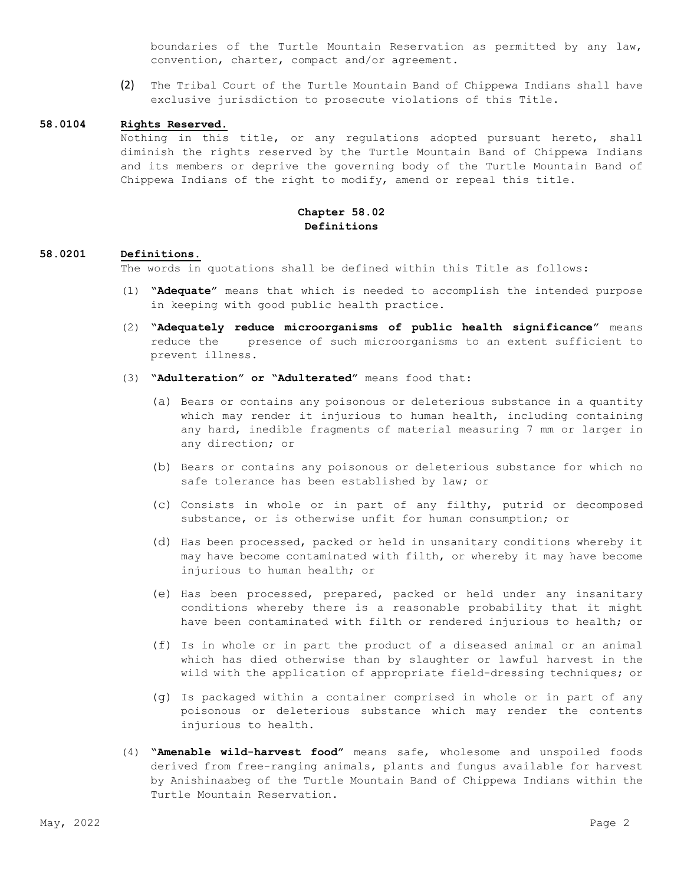boundaries of the Turtle Mountain Reservation as permitted by any law, convention, charter, compact and/or agreement.

(2) The Tribal Court of the Turtle Mountain Band of Chippewa Indians shall have exclusive jurisdiction to prosecute violations of this Title.

**58.0104 Rights Reserved.**

Nothing in this title, or any regulations adopted pursuant hereto, shall diminish the rights reserved by the Turtle Mountain Band of Chippewa Indians and its members or deprive the governing body of the Turtle Mountain Band of Chippewa Indians of the right to modify, amend or repeal this title.

## Chapter 58.02
## Definitions

**58.0201 Definitions.**

The words in quotations shall be defined within this Title as follows:

(1) **"Adequate"** means that which is needed to accomplish the intended purpose in keeping with good public health practice.

(2) **"Adequately reduce microorganisms of public health significance"** means reduce the presence of such microorganisms to an extent sufficient to prevent illness.

(3) **"Adulteration" or "Adulterated"** means food that:

(a) Bears or contains any poisonous or deleterious substance in a quantity which may render it injurious to human health, including containing any hard, inedible fragments of material measuring 7 mm or larger in any direction; or

(b) Bears or contains any poisonous or deleterious substance for which no safe tolerance has been established by law; or

(c) Consists in whole or in part of any filthy, putrid or decomposed substance, or is otherwise unfit for human consumption; or

(d) Has been processed, packed or held in unsanitary conditions whereby it may have become contaminated with filth, or whereby it may have become injurious to human health; or

(e) Has been processed, prepared, packed or held under any insanitary conditions whereby there is a reasonable probability that it might have been contaminated with filth or rendered injurious to health; or

(f) Is in whole or in part the product of a diseased animal or an animal which has died otherwise than by slaughter or lawful harvest in the wild with the application of appropriate field-dressing techniques; or

(g) Is packaged within a container comprised in whole or in part of any poisonous or deleterious substance which may render the contents injurious to health.

(4) **"Amenable wild-harvest food"** means safe, wholesome and unspoiled foods derived from free-ranging animals, plants and fungus available for harvest by Anishinaabeg of the Turtle Mountain Band of Chippewa Indians within the Turtle Mountain Reservation.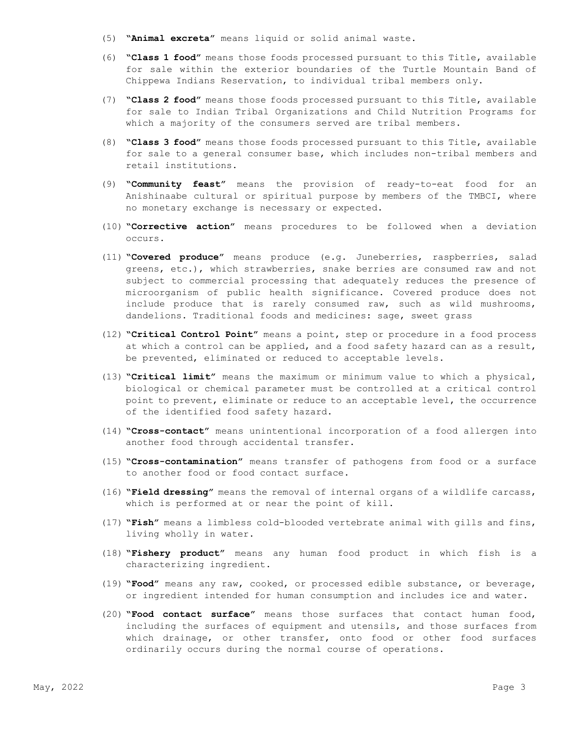(5) "**Animal excreta**" means liquid or solid animal waste.

(6) "**Class 1 food**" means those foods processed pursuant to this Title, available for sale within the exterior boundaries of the Turtle Mountain Band of Chippewa Indians Reservation, to individual tribal members only.

(7) "**Class 2 food**" means those foods processed pursuant to this Title, available for sale to Indian Tribal Organizations and Child Nutrition Programs for which a majority of the consumers served are tribal members.

(8) "**Class 3 food**" means those foods processed pursuant to this Title, available for sale to a general consumer base, which includes non-tribal members and retail institutions.

(9) "**Community feast**" means the provision of ready-to-eat food for an Anishinaabe cultural or spiritual purpose by members of the TMBCI, where no monetary exchange is necessary or expected.

(10) "**Corrective action**" means procedures to be followed when a deviation occurs.

(11) "**Covered produce**" means produce (e.g. Juneberries, raspberries, salad greens, etc.), which strawberries, snake berries are consumed raw and not subject to commercial processing that adequately reduces the presence of microorganism of public health significance. Covered produce does not include produce that is rarely consumed raw, such as wild mushrooms, dandelions. Traditional foods and medicines: sage, sweet grass

(12) "**Critical Control Point**" means a point, step or procedure in a food process at which a control can be applied, and a food safety hazard can as a result, be prevented, eliminated or reduced to acceptable levels.

(13) "**Critical limit**" means the maximum or minimum value to which a physical, biological or chemical parameter must be controlled at a critical control point to prevent, eliminate or reduce to an acceptable level, the occurrence of the identified food safety hazard.

(14) "**Cross-contact**" means unintentional incorporation of a food allergen into another food through accidental transfer.

(15) "**Cross-contamination**" means transfer of pathogens from food or a surface to another food or food contact surface.

(16) "**Field dressing**" means the removal of internal organs of a wildlife carcass, which is performed at or near the point of kill.

(17) "**Fish**" means a limbless cold-blooded vertebrate animal with gills and fins, living wholly in water.

(18) "**Fishery product**" means any human food product in which fish is a characterizing ingredient.

(19) "**Food**" means any raw, cooked, or processed edible substance, or beverage, or ingredient intended for human consumption and includes ice and water.

(20) "**Food contact surface**" means those surfaces that contact human food, including the surfaces of equipment and utensils, and those surfaces from which drainage, or other transfer, onto food or other food surfaces ordinarily occurs during the normal course of operations.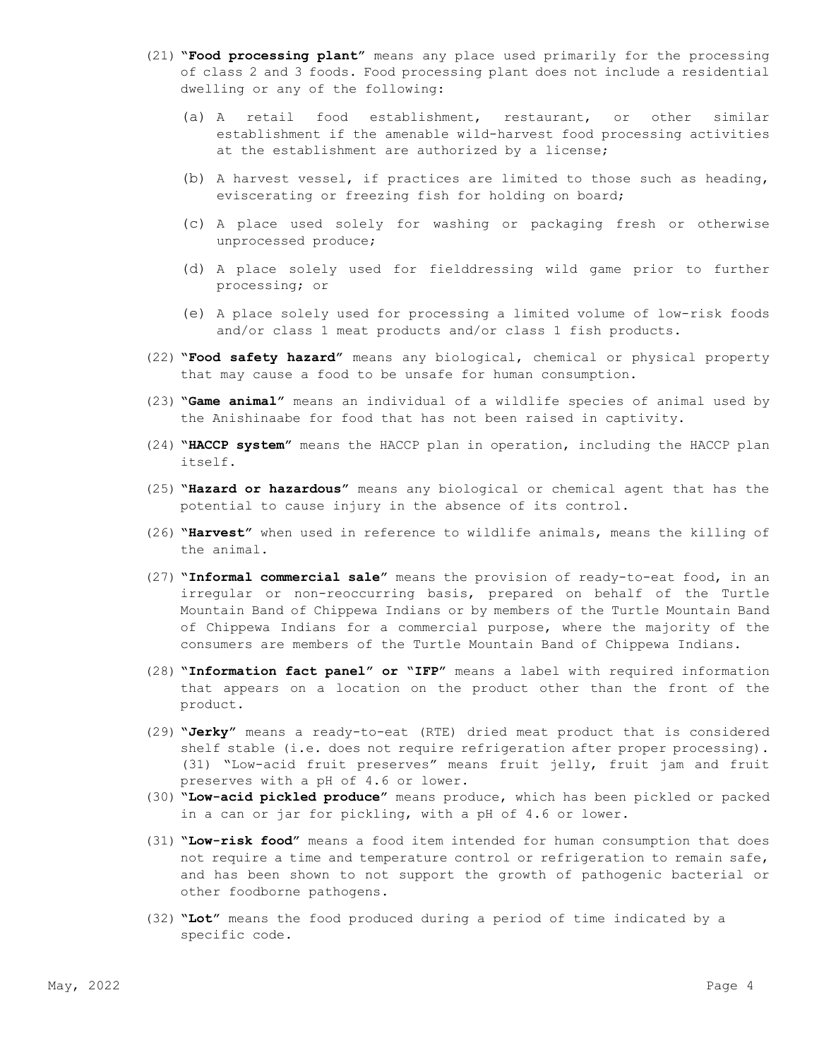(21) **"Food processing plant"** means any place used primarily for the processing of class 2 and 3 foods. Food processing plant does not include a residential dwelling or any of the following:

   (a) A retail food establishment, restaurant, or other similar establishment if the amenable wild-harvest food processing activities at the establishment are authorized by a license;

   (b) A harvest vessel, if practices are limited to those such as heading, eviscerating or freezing fish for holding on board;

   (c) A place used solely for washing or packaging fresh or otherwise unprocessed produce;

   (d) A place solely used for fielddressing wild game prior to further processing; or

   (e) A place solely used for processing a limited volume of low-risk foods and/or class 1 meat products and/or class 1 fish products.

(22) **"Food safety hazard"** means any biological, chemical or physical property that may cause a food to be unsafe for human consumption.

(23) **"Game animal"** means an individual of a wildlife species of animal used by the Anishinaabe for food that has not been raised in captivity.

(24) **"HACCP system"** means the HACCP plan in operation, including the HACCP plan itself.

(25) **"Hazard or hazardous"** means any biological or chemical agent that has the potential to cause injury in the absence of its control.

(26) **"Harvest"** when used in reference to wildlife animals, means the killing of the animal.

(27) **"Informal commercial sale"** means the provision of ready-to-eat food, in an irregular or non-reoccurring basis, prepared on behalf of the Turtle Mountain Band of Chippewa Indians or by members of the Turtle Mountain Band of Chippewa Indians for a commercial purpose, where the majority of the consumers are members of the Turtle Mountain Band of Chippewa Indians.

(28) **"Information fact panel" or "IFP"** means a label with required information that appears on a location on the product other than the front of the product.

(29) **"Jerky"** means a ready-to-eat (RTE) dried meat product that is considered shelf stable (i.e. does not require refrigeration after proper processing). (31) "Low-acid fruit preserves" means fruit jelly, fruit jam and fruit preserves with a pH of 4.6 or lower.

(30) **"Low-acid pickled produce"** means produce, which has been pickled or packed in a can or jar for pickling, with a pH of 4.6 or lower.

(31) **"Low-risk food"** means a food item intended for human consumption that does not require a time and temperature control or refrigeration to remain safe, and has been shown to not support the growth of pathogenic bacterial or other foodborne pathogens.

(32) **"Lot"** means the food produced during a period of time indicated by a specific code.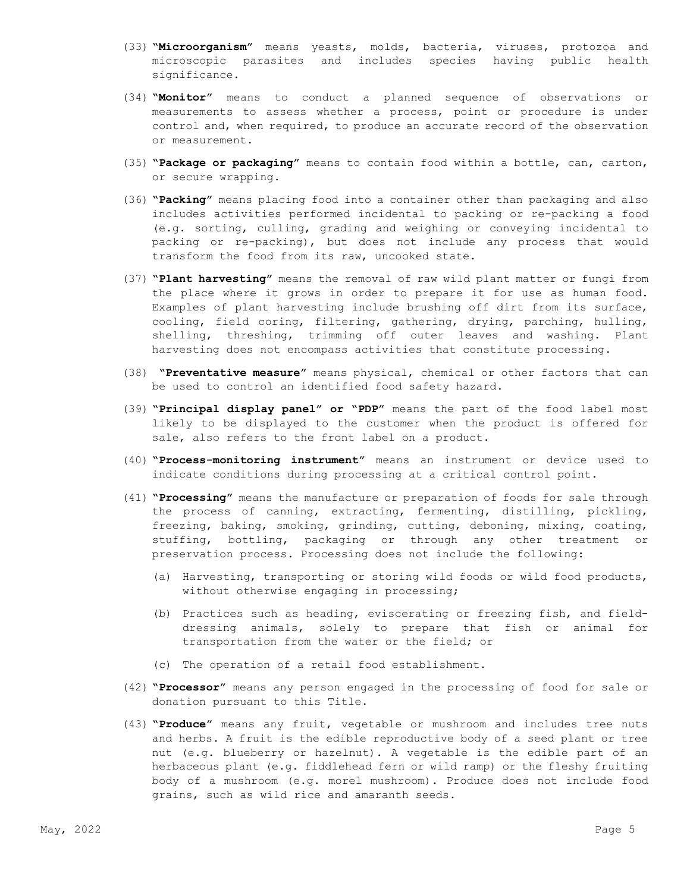(33) **"Microorganism"** means yeasts, molds, bacteria, viruses, protozoa and microscopic parasites and includes species having public health significance.

(34) **"Monitor"** means to conduct a planned sequence of observations or measurements to assess whether a process, point or procedure is under control and, when required, to produce an accurate record of the observation or measurement.

(35) **"Package or packaging"** means to contain food within a bottle, can, carton, or secure wrapping.

(36) **"Packing"** means placing food into a container other than packaging and also includes activities performed incidental to packing or re-packing a food (e.g. sorting, culling, grading and weighing or conveying incidental to packing or re-packing), but does not include any process that would transform the food from its raw, uncooked state.

(37) **"Plant harvesting"** means the removal of raw wild plant matter or fungi from the place where it grows in order to prepare it for use as human food. Examples of plant harvesting include brushing off dirt from its surface, cooling, field coring, filtering, gathering, drying, parching, hulling, shelling, threshing, trimming off outer leaves and washing. Plant harvesting does not encompass activities that constitute processing.

(38) **"Preventative measure"** means physical, chemical or other factors that can be used to control an identified food safety hazard.

(39) **"Principal display panel" or "PDP"** means the part of the food label most likely to be displayed to the customer when the product is offered for sale, also refers to the front label on a product.

(40) **"Process-monitoring instrument"** means an instrument or device used to indicate conditions during processing at a critical control point.

(41) **"Processing"** means the manufacture or preparation of foods for sale through the process of canning, extracting, fermenting, distilling, pickling, freezing, baking, smoking, grinding, cutting, deboning, mixing, coating, stuffing, bottling, packaging or through any other treatment or preservation process. Processing does not include the following:

  (a) Harvesting, transporting or storing wild foods or wild food products, without otherwise engaging in processing;

  (b) Practices such as heading, eviscerating or freezing fish, and field-dressing animals, solely to prepare that fish or animal for transportation from the water or the field; or

  (c) The operation of a retail food establishment.

(42) **"Processor"** means any person engaged in the processing of food for sale or donation pursuant to this Title.

(43) **"Produce"** means any fruit, vegetable or mushroom and includes tree nuts and herbs. A fruit is the edible reproductive body of a seed plant or tree nut (e.g. blueberry or hazelnut). A vegetable is the edible part of an herbaceous plant (e.g. fiddlehead fern or wild ramp) or the fleshy fruiting body of a mushroom (e.g. morel mushroom). Produce does not include food grains, such as wild rice and amaranth seeds.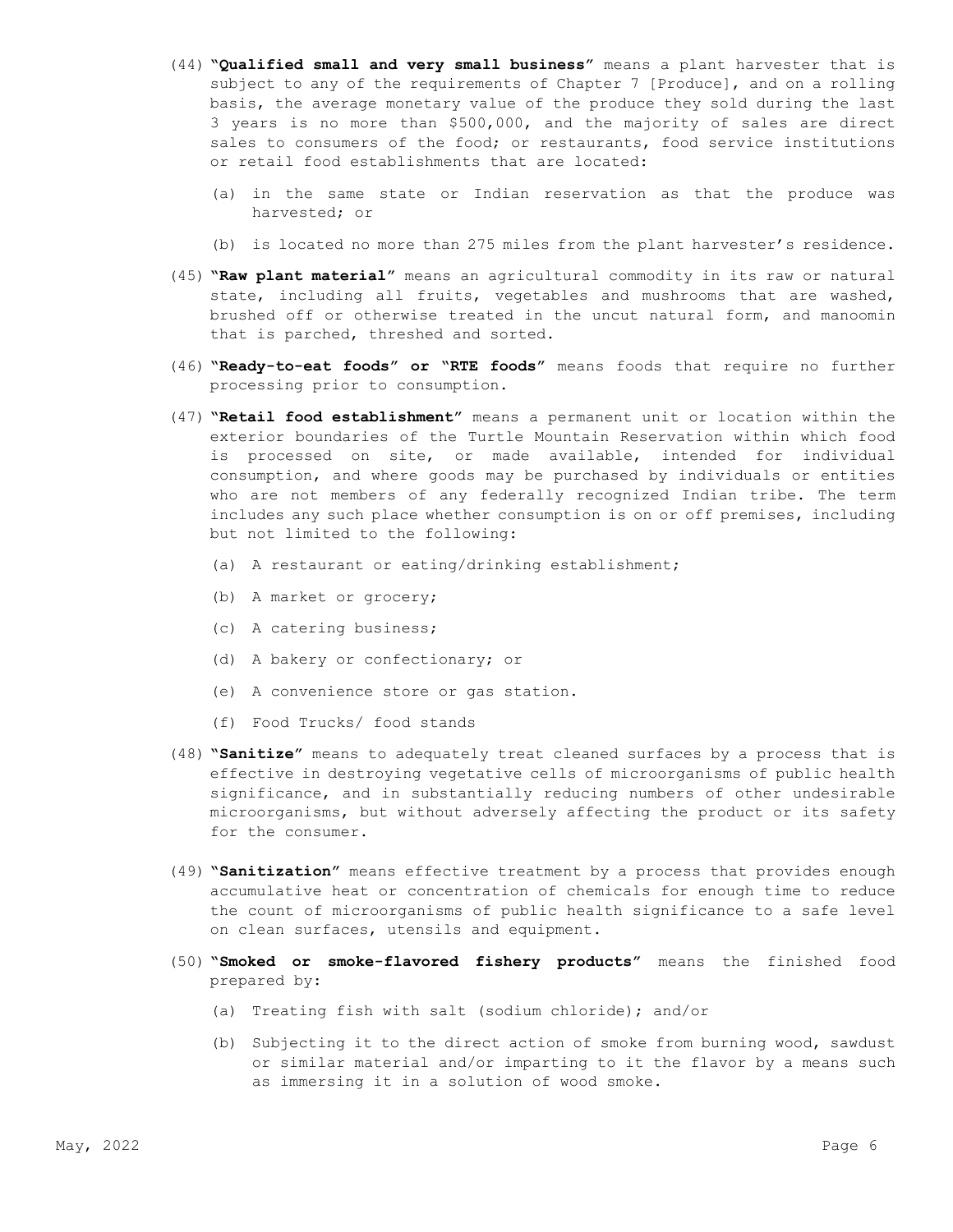(44) **"Qualified small and very small business"** means a plant harvester that is subject to any of the requirements of Chapter 7 [Produce], and on a rolling basis, the average monetary value of the produce they sold during the last 3 years is no more than $500,000, and the majority of sales are direct sales to consumers of the food; or restaurants, food service institutions or retail food establishments that are located:

   (a) in the same state or Indian reservation as that the produce was harvested; or

   (b) is located no more than 275 miles from the plant harvester's residence.

(45) **"Raw plant material"** means an agricultural commodity in its raw or natural state, including all fruits, vegetables and mushrooms that are washed, brushed off or otherwise treated in the uncut natural form, and manoomin that is parched, threshed and sorted.

(46) **"Ready-to-eat foods" or "RTE foods"** means foods that require no further processing prior to consumption.

(47) **"Retail food establishment"** means a permanent unit or location within the exterior boundaries of the Turtle Mountain Reservation within which food is processed on site, or made available, intended for individual consumption, and where goods may be purchased by individuals or entities who are not members of any federally recognized Indian tribe. The term includes any such place whether consumption is on or off premises, including but not limited to the following:

   (a) A restaurant or eating/drinking establishment;

   (b) A market or grocery;

   (c) A catering business;

   (d) A bakery or confectionary; or

   (e) A convenience store or gas station.

   (f) Food Trucks/ food stands

(48) **"Sanitize"** means to adequately treat cleaned surfaces by a process that is effective in destroying vegetative cells of microorganisms of public health significance, and in substantially reducing numbers of other undesirable microorganisms, but without adversely affecting the product or its safety for the consumer.

(49) **"Sanitization"** means effective treatment by a process that provides enough accumulative heat or concentration of chemicals for enough time to reduce the count of microorganisms of public health significance to a safe level on clean surfaces, utensils and equipment.

(50) **"Smoked or smoke-flavored fishery products"** means the finished food prepared by:

   (a) Treating fish with salt (sodium chloride); and/or

   (b) Subjecting it to the direct action of smoke from burning wood, sawdust or similar material and/or imparting to it the flavor by a means such as immersing it in a solution of wood smoke.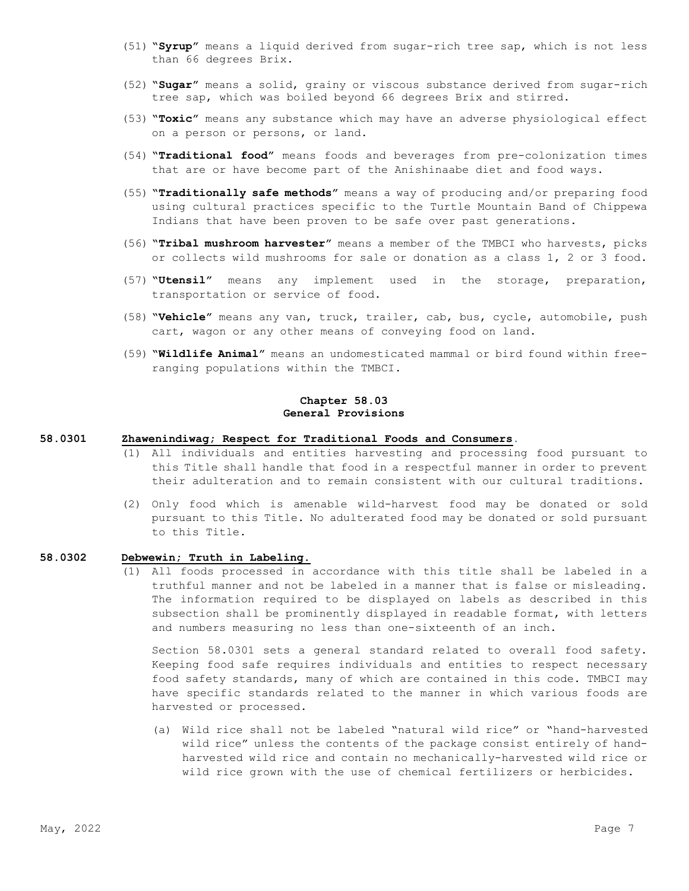(51) **"Syrup"** means a liquid derived from sugar-rich tree sap, which is not less than 66 degrees Brix.

(52) **"Sugar"** means a solid, grainy or viscous substance derived from sugar-rich tree sap, which was boiled beyond 66 degrees Brix and stirred.

(53) **"Toxic"** means any substance which may have an adverse physiological effect on a person or persons, or land.

(54) **"Traditional food"** means foods and beverages from pre-colonization times that are or have become part of the Anishinaabe diet and food ways.

(55) **"Traditionally safe methods"** means a way of producing and/or preparing food using cultural practices specific to the Turtle Mountain Band of Chippewa Indians that have been proven to be safe over past generations.

(56) **"Tribal mushroom harvester"** means a member of the TMBCI who harvests, picks or collects wild mushrooms for sale or donation as a class 1, 2 or 3 food.

(57) **"Utensil"** means any implement used in the storage, preparation, transportation or service of food.

(58) **"Vehicle"** means any van, truck, trailer, cab, bus, cycle, automobile, push cart, wagon or any other means of conveying food on land.

(59) **"Wildlife Animal"** means an undomesticated mammal or bird found within free-ranging populations within the TMBCI.

## Chapter 58.03
## General Provisions

**58.0301** **Zhawenindiwag; Respect for Traditional Foods and Consumers.**

(1) All individuals and entities harvesting and processing food pursuant to this Title shall handle that food in a respectful manner in order to prevent their adulteration and to remain consistent with our cultural traditions.

(2) Only food which is amenable wild-harvest food may be donated or sold pursuant to this Title. No adulterated food may be donated or sold pursuant to this Title.

**58.0302** **Debwewin; Truth in Labeling.**

(1) All foods processed in accordance with this title shall be labeled in a truthful manner and not be labeled in a manner that is false or misleading. The information required to be displayed on labels as described in this subsection shall be prominently displayed in readable format, with letters and numbers measuring no less than one-sixteenth of an inch.

Section 58.0301 sets a general standard related to overall food safety. Keeping food safe requires individuals and entities to respect necessary food safety standards, many of which are contained in this code. TMBCI may have specific standards related to the manner in which various foods are harvested or processed.

(a) Wild rice shall not be labeled "natural wild rice" or "hand-harvested wild rice" unless the contents of the package consist entirely of hand-harvested wild rice and contain no mechanically-harvested wild rice or wild rice grown with the use of chemical fertilizers or herbicides.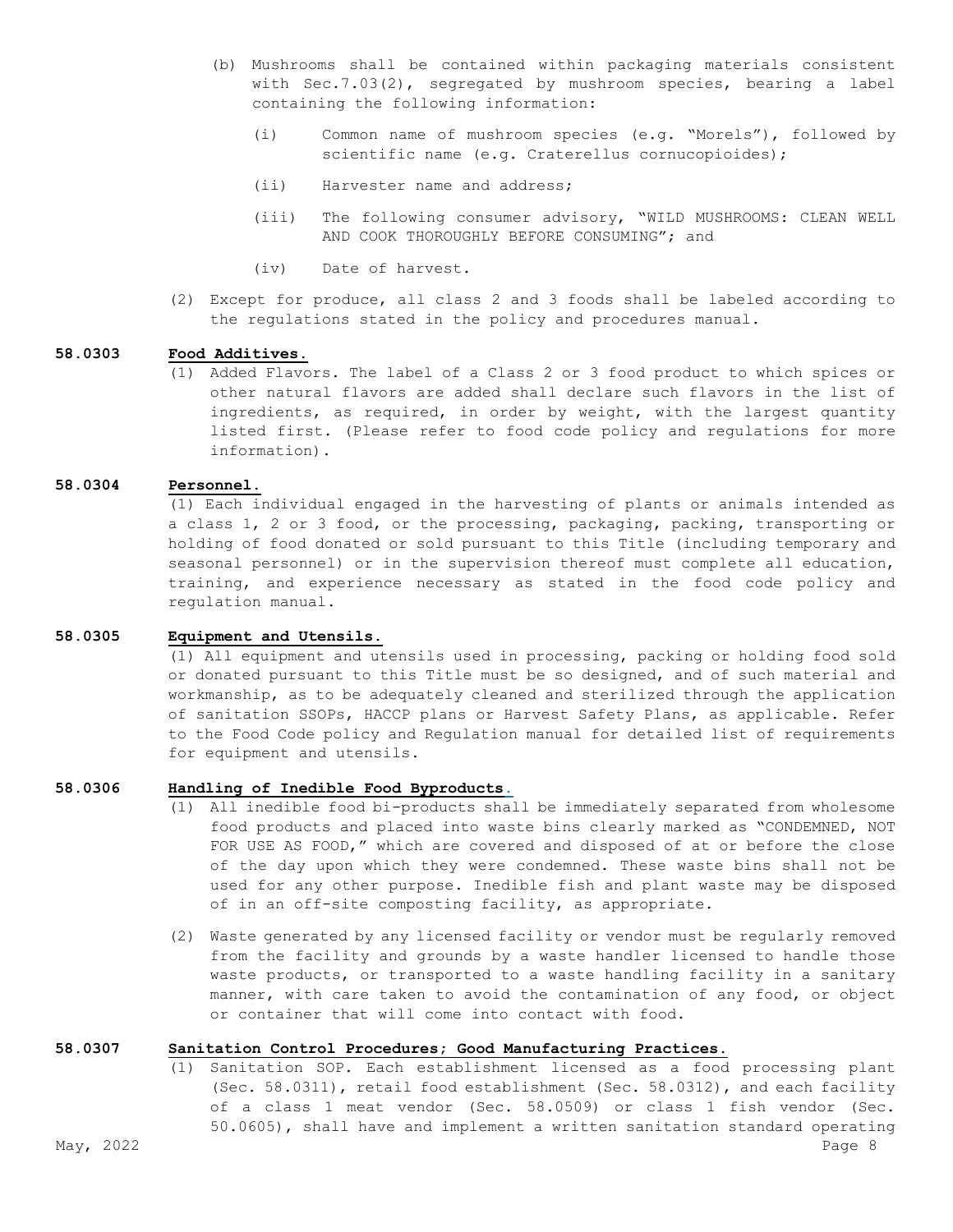(b) Mushrooms shall be contained within packaging materials consistent with Sec.7.03(2), segregated by mushroom species, bearing a label containing the following information:

   (i) Common name of mushroom species (e.g. "Morels"), followed by scientific name (e.g. Craterellus cornucopioides);

   (ii) Harvester name and address;

   (iii) The following consumer advisory, "WILD MUSHROOMS: CLEAN WELL AND COOK THOROUGHLY BEFORE CONSUMING"; and

   (iv) Date of harvest.

(2) Except for produce, all class 2 and 3 foods shall be labeled according to the regulations stated in the policy and procedures manual.

## 58.0303 **Food Additives.**

(1) Added Flavors. The label of a Class 2 or 3 food product to which spices or other natural flavors are added shall declare such flavors in the list of ingredients, as required, in order by weight, with the largest quantity listed first. (Please refer to food code policy and regulations for more information).

## 58.0304 **Personnel.**

(1) Each individual engaged in the harvesting of plants or animals intended as a class 1, 2 or 3 food, or the processing, packaging, packing, transporting or holding of food donated or sold pursuant to this Title (including temporary and seasonal personnel) or in the supervision thereof must complete all education, training, and experience necessary as stated in the food code policy and regulation manual.

## 58.0305 **Equipment and Utensils.**

(1) All equipment and utensils used in processing, packing or holding food sold or donated pursuant to this Title must be so designed, and of such material and workmanship, as to be adequately cleaned and sterilized through the application of sanitation SSOPs, HACCP plans or Harvest Safety Plans, as applicable. Refer to the Food Code policy and Regulation manual for detailed list of requirements for equipment and utensils.

## 58.0306 **Handling of Inedible Food Byproducts.**

(1) All inedible food bi-products shall be immediately separated from wholesome food products and placed into waste bins clearly marked as "CONDEMNED, NOT FOR USE AS FOOD," which are covered and disposed of at or before the close of the day upon which they were condemned. These waste bins shall not be used for any other purpose. Inedible fish and plant waste may be disposed of in an off-site composting facility, as appropriate.

(2) Waste generated by any licensed facility or vendor must be regularly removed from the facility and grounds by a waste handler licensed to handle those waste products, or transported to a waste handling facility in a sanitary manner, with care taken to avoid the contamination of any food, or object or container that will come into contact with food.

## 58.0307 **Sanitation Control Procedures; Good Manufacturing Practices.**

(1) Sanitation SOP. Each establishment licensed as a food processing plant (Sec. 58.0311), retail food establishment (Sec. 58.0312), and each facility of a class 1 meat vendor (Sec. 58.0509) or class 1 fish vendor (Sec. 50.0605), shall have and implement a written sanitation standard operating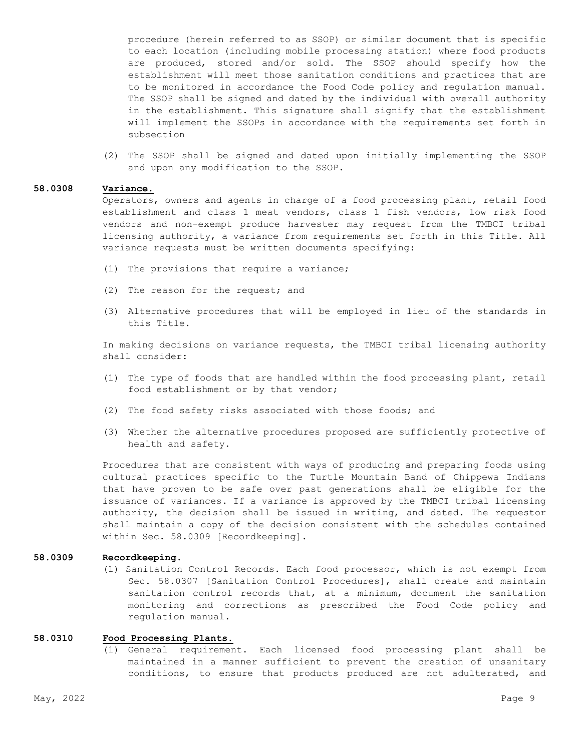procedure (herein referred to as SSOP) or similar document that is specific to each location (including mobile processing station) where food products are produced, stored and/or sold. The SSOP should specify how the establishment will meet those sanitation conditions and practices that are to be monitored in accordance the Food Code policy and regulation manual. The SSOP shall be signed and dated by the individual with overall authority in the establishment. This signature shall signify that the establishment will implement the SSOPs in accordance with the requirements set forth in subsection

(2) The SSOP shall be signed and dated upon initially implementing the SSOP and upon any modification to the SSOP.

**58.0308 <u>Variance.</u>**

Operators, owners and agents in charge of a food processing plant, retail food establishment and class 1 meat vendors, class 1 fish vendors, low risk food vendors and non-exempt produce harvester may request from the TMBCI tribal licensing authority, a variance from requirements set forth in this Title. All variance requests must be written documents specifying:

(1) The provisions that require a variance;

(2) The reason for the request; and

(3) Alternative procedures that will be employed in lieu of the standards in this Title.

In making decisions on variance requests, the TMBCI tribal licensing authority shall consider:

(1) The type of foods that are handled within the food processing plant, retail food establishment or by that vendor;

(2) The food safety risks associated with those foods; and

(3) Whether the alternative procedures proposed are sufficiently protective of health and safety.

Procedures that are consistent with ways of producing and preparing foods using cultural practices specific to the Turtle Mountain Band of Chippewa Indians that have proven to be safe over past generations shall be eligible for the issuance of variances. If a variance is approved by the TMBCI tribal licensing authority, the decision shall be issued in writing, and dated. The requestor shall maintain a copy of the decision consistent with the schedules contained within Sec. 58.0309 [Recordkeeping].

**58.0309 <u>Recordkeeping.</u>**

(1) Sanitation Control Records. Each food processor, which is not exempt from Sec. 58.0307 [Sanitation Control Procedures], shall create and maintain sanitation control records that, at a minimum, document the sanitation monitoring and corrections as prescribed the Food Code policy and regulation manual.

**58.0310 <u>Food Processing Plants.</u>**

(1) General requirement. Each licensed food processing plant shall be maintained in a manner sufficient to prevent the creation of unsanitary conditions, to ensure that products produced are not adulterated, and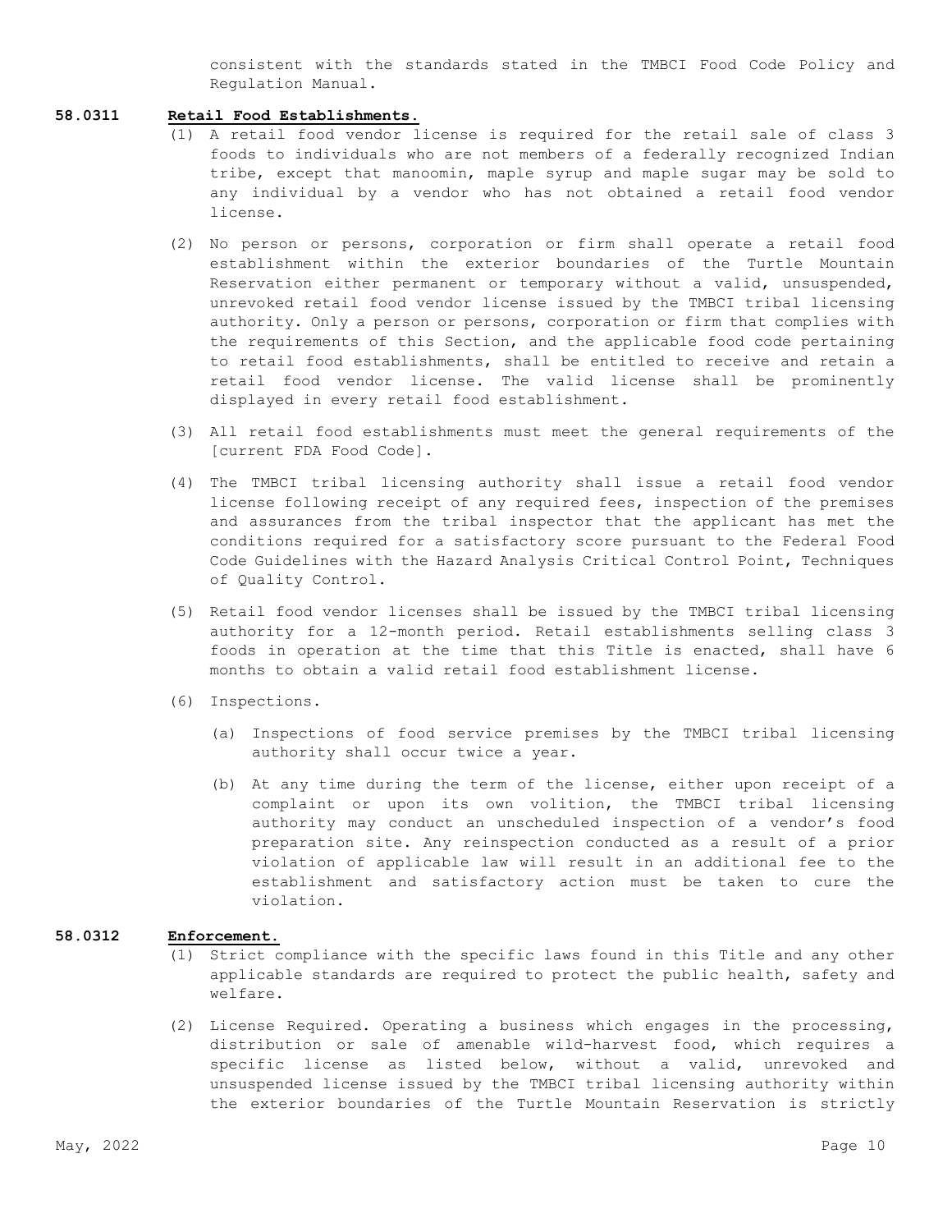consistent with the standards stated in the TMBCI Food Code Policy and Regulation Manual.

**58.0311 Retail Food Establishments.**

(1) A retail food vendor license is required for the retail sale of class 3 foods to individuals who are not members of a federally recognized Indian tribe, except that manoomin, maple syrup and maple sugar may be sold to any individual by a vendor who has not obtained a retail food vendor license.

(2) No person or persons, corporation or firm shall operate a retail food establishment within the exterior boundaries of the Turtle Mountain Reservation either permanent or temporary without a valid, unsuspended, unrevoked retail food vendor license issued by the TMBCI tribal licensing authority. Only a person or persons, corporation or firm that complies with the requirements of this Section, and the applicable food code pertaining to retail food establishments, shall be entitled to receive and retain a retail food vendor license. The valid license shall be prominently displayed in every retail food establishment.

(3) All retail food establishments must meet the general requirements of the [current FDA Food Code].

(4) The TMBCI tribal licensing authority shall issue a retail food vendor license following receipt of any required fees, inspection of the premises and assurances from the tribal inspector that the applicant has met the conditions required for a satisfactory score pursuant to the Federal Food Code Guidelines with the Hazard Analysis Critical Control Point, Techniques of Quality Control.

(5) Retail food vendor licenses shall be issued by the TMBCI tribal licensing authority for a 12-month period. Retail establishments selling class 3 foods in operation at the time that this Title is enacted, shall have 6 months to obtain a valid retail food establishment license.

(6) Inspections.

   (a) Inspections of food service premises by the TMBCI tribal licensing authority shall occur twice a year.

   (b) At any time during the term of the license, either upon receipt of a complaint or upon its own volition, the TMBCI tribal licensing authority may conduct an unscheduled inspection of a vendor's food preparation site. Any reinspection conducted as a result of a prior violation of applicable law will result in an additional fee to the establishment and satisfactory action must be taken to cure the violation.

**58.0312 Enforcement.**

(1) Strict compliance with the specific laws found in this Title and any other applicable standards are required to protect the public health, safety and welfare.

(2) License Required. Operating a business which engages in the processing, distribution or sale of amenable wild-harvest food, which requires a specific license as listed below, without a valid, unrevoked and unsuspended license issued by the TMBCI tribal licensing authority within the exterior boundaries of the Turtle Mountain Reservation is strictly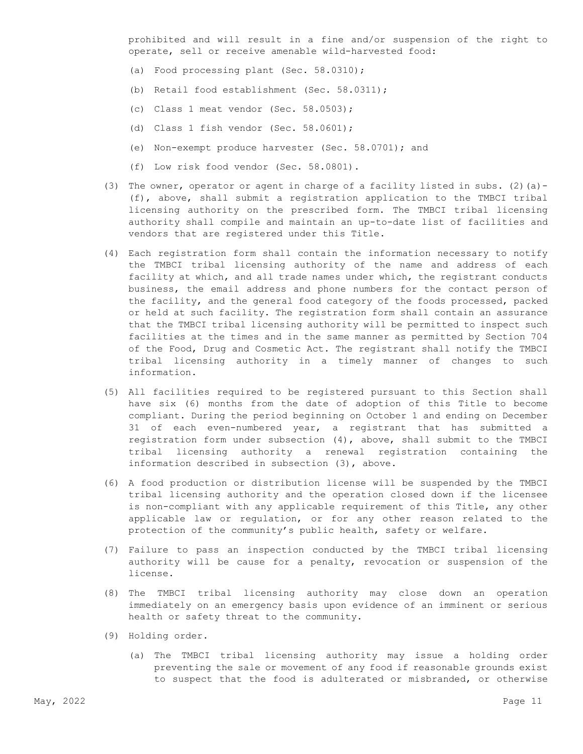prohibited and will result in a fine and/or suspension of the right to operate, sell or receive amenable wild-harvested food:

(a) Food processing plant (Sec. 58.0310);

(b) Retail food establishment (Sec. 58.0311);

(c) Class 1 meat vendor (Sec. 58.0503);

(d) Class 1 fish vendor (Sec. 58.0601);

(e) Non-exempt produce harvester (Sec. 58.0701); and

(f) Low risk food vendor (Sec. 58.0801).

(3) The owner, operator or agent in charge of a facility listed in subs. (2)(a)-(f), above, shall submit a registration application to the TMBCI tribal licensing authority on the prescribed form. The TMBCI tribal licensing authority shall compile and maintain an up-to-date list of facilities and vendors that are registered under this Title.

(4) Each registration form shall contain the information necessary to notify the TMBCI tribal licensing authority of the name and address of each facility at which, and all trade names under which, the registrant conducts business, the email address and phone numbers for the contact person of the facility, and the general food category of the foods processed, packed or held at such facility. The registration form shall contain an assurance that the TMBCI tribal licensing authority will be permitted to inspect such facilities at the times and in the same manner as permitted by Section 704 of the Food, Drug and Cosmetic Act. The registrant shall notify the TMBCI tribal licensing authority in a timely manner of changes to such information.

(5) All facilities required to be registered pursuant to this Section shall have six (6) months from the date of adoption of this Title to become compliant. During the period beginning on October 1 and ending on December 31 of each even-numbered year, a registrant that has submitted a registration form under subsection (4), above, shall submit to the TMBCI tribal licensing authority a renewal registration containing the information described in subsection (3), above.

(6) A food production or distribution license will be suspended by the TMBCI tribal licensing authority and the operation closed down if the licensee is non-compliant with any applicable requirement of this Title, any other applicable law or regulation, or for any other reason related to the protection of the community's public health, safety or welfare.

(7) Failure to pass an inspection conducted by the TMBCI tribal licensing authority will be cause for a penalty, revocation or suspension of the license.

(8) The TMBCI tribal licensing authority may close down an operation immediately on an emergency basis upon evidence of an imminent or serious health or safety threat to the community.

(9) Holding order.

(a) The TMBCI tribal licensing authority may issue a holding order preventing the sale or movement of any food if reasonable grounds exist to suspect that the food is adulterated or misbranded, or otherwise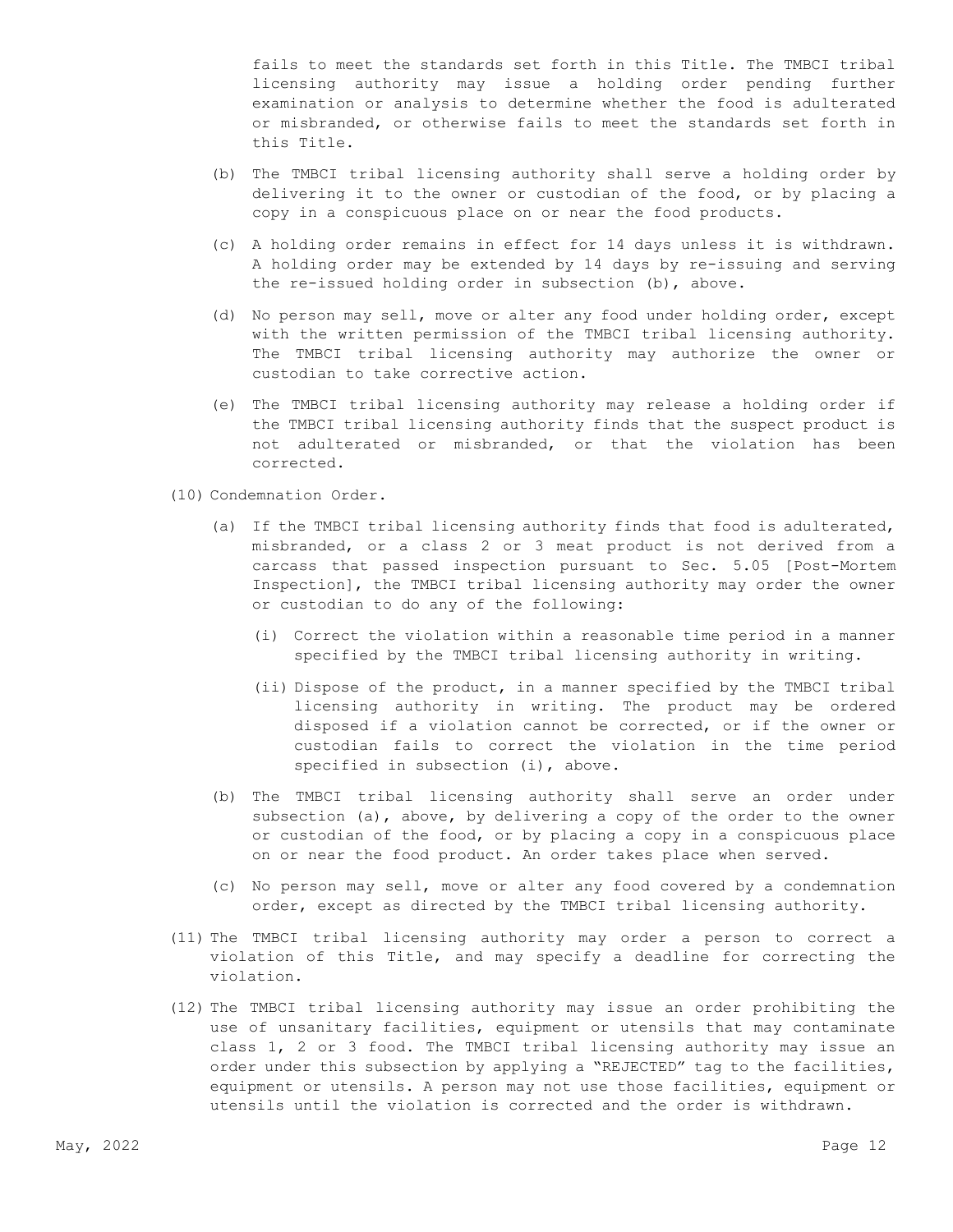fails to meet the standards set forth in this Title. The TMBCI tribal licensing authority may issue a holding order pending further examination or analysis to determine whether the food is adulterated or misbranded, or otherwise fails to meet the standards set forth in this Title.

(b) The TMBCI tribal licensing authority shall serve a holding order by delivering it to the owner or custodian of the food, or by placing a copy in a conspicuous place on or near the food products.

(c) A holding order remains in effect for 14 days unless it is withdrawn. A holding order may be extended by 14 days by re-issuing and serving the re-issued holding order in subsection (b), above.

(d) No person may sell, move or alter any food under holding order, except with the written permission of the TMBCI tribal licensing authority. The TMBCI tribal licensing authority may authorize the owner or custodian to take corrective action.

(e) The TMBCI tribal licensing authority may release a holding order if the TMBCI tribal licensing authority finds that the suspect product is not adulterated or misbranded, or that the violation has been corrected.

(10) Condemnation Order.

(a) If the TMBCI tribal licensing authority finds that food is adulterated, misbranded, or a class 2 or 3 meat product is not derived from a carcass that passed inspection pursuant to Sec. 5.05 [Post-Mortem Inspection], the TMBCI tribal licensing authority may order the owner or custodian to do any of the following:

(i) Correct the violation within a reasonable time period in a manner specified by the TMBCI tribal licensing authority in writing.

(ii) Dispose of the product, in a manner specified by the TMBCI tribal licensing authority in writing. The product may be ordered disposed if a violation cannot be corrected, or if the owner or custodian fails to correct the violation in the time period specified in subsection (i), above.

(b) The TMBCI tribal licensing authority shall serve an order under subsection (a), above, by delivering a copy of the order to the owner or custodian of the food, or by placing a copy in a conspicuous place on or near the food product. An order takes place when served.

(c) No person may sell, move or alter any food covered by a condemnation order, except as directed by the TMBCI tribal licensing authority.

(11) The TMBCI tribal licensing authority may order a person to correct a violation of this Title, and may specify a deadline for correcting the violation.

(12) The TMBCI tribal licensing authority may issue an order prohibiting the use of unsanitary facilities, equipment or utensils that may contaminate class 1, 2 or 3 food. The TMBCI tribal licensing authority may issue an order under this subsection by applying a "REJECTED" tag to the facilities, equipment or utensils. A person may not use those facilities, equipment or utensils until the violation is corrected and the order is withdrawn.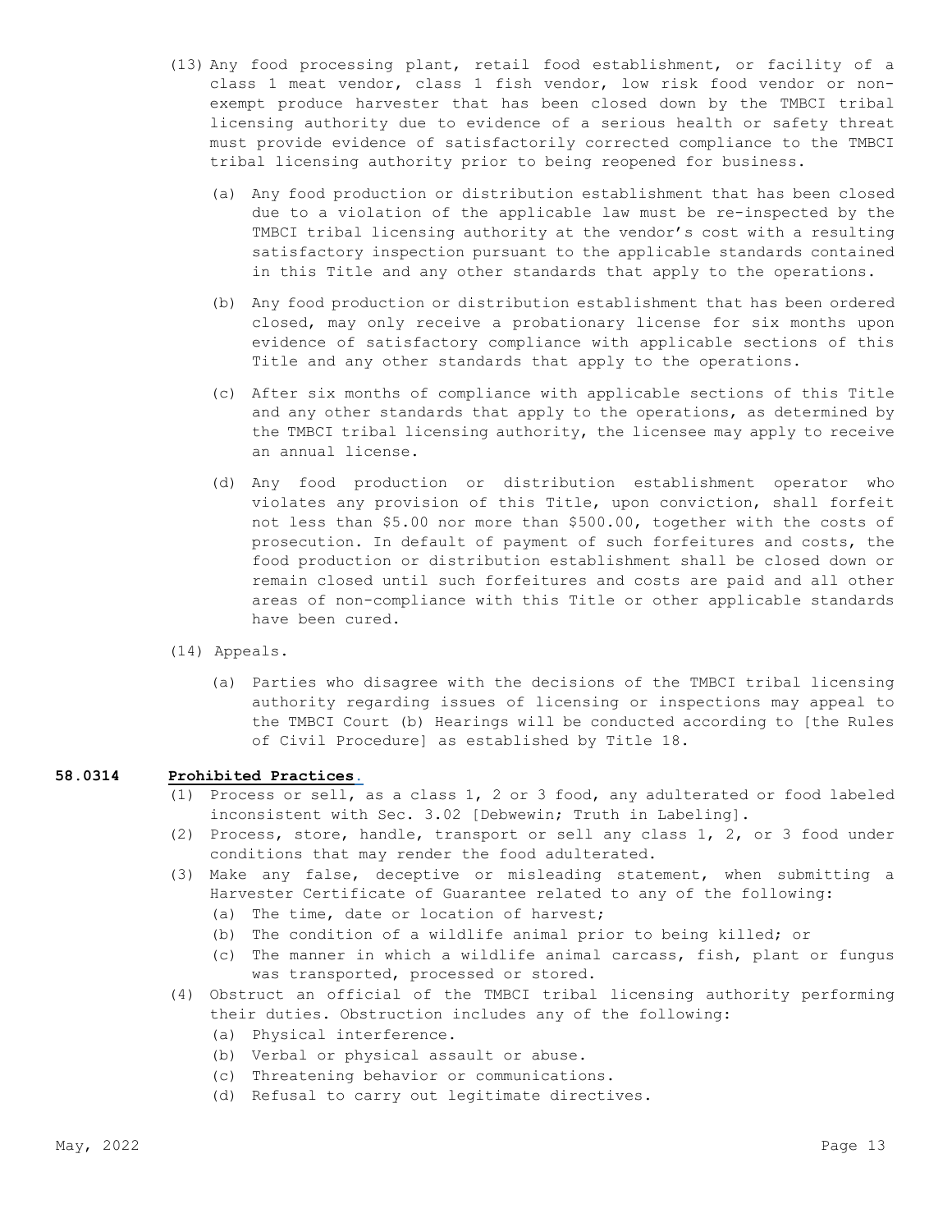(13) Any food processing plant, retail food establishment, or facility of a class 1 meat vendor, class 1 fish vendor, low risk food vendor or non-exempt produce harvester that has been closed down by the TMBCI tribal licensing authority due to evidence of a serious health or safety threat must provide evidence of satisfactorily corrected compliance to the TMBCI tribal licensing authority prior to being reopened for business.

(a) Any food production or distribution establishment that has been closed due to a violation of the applicable law must be re-inspected by the TMBCI tribal licensing authority at the vendor's cost with a resulting satisfactory inspection pursuant to the applicable standards contained in this Title and any other standards that apply to the operations.

(b) Any food production or distribution establishment that has been ordered closed, may only receive a probationary license for six months upon evidence of satisfactory compliance with applicable sections of this Title and any other standards that apply to the operations.

(c) After six months of compliance with applicable sections of this Title and any other standards that apply to the operations, as determined by the TMBCI tribal licensing authority, the licensee may apply to receive an annual license.

(d) Any food production or distribution establishment operator who violates any provision of this Title, upon conviction, shall forfeit not less than $5.00 nor more than $500.00, together with the costs of prosecution. In default of payment of such forfeitures and costs, the food production or distribution establishment shall be closed down or remain closed until such forfeitures and costs are paid and all other areas of non-compliance with this Title or other applicable standards have been cured.

(14) Appeals.

(a) Parties who disagree with the decisions of the TMBCI tribal licensing authority regarding issues of licensing or inspections may appeal to the TMBCI Court (b) Hearings will be conducted according to [the Rules of Civil Procedure] as established by Title 18.

**58.0314 Prohibited Practices.**

(1) Process or sell, as a class 1, 2 or 3 food, any adulterated or food labeled inconsistent with Sec. 3.02 [Debwewin; Truth in Labeling].

(2) Process, store, handle, transport or sell any class 1, 2, or 3 food under conditions that may render the food adulterated.

(3) Make any false, deceptive or misleading statement, when submitting a Harvester Certificate of Guarantee related to any of the following:
  (a) The time, date or location of harvest;
  (b) The condition of a wildlife animal prior to being killed; or
  (c) The manner in which a wildlife animal carcass, fish, plant or fungus was transported, processed or stored.

(4) Obstruct an official of the TMBCI tribal licensing authority performing their duties. Obstruction includes any of the following:
  (a) Physical interference.
  (b) Verbal or physical assault or abuse.
  (c) Threatening behavior or communications.
  (d) Refusal to carry out legitimate directives.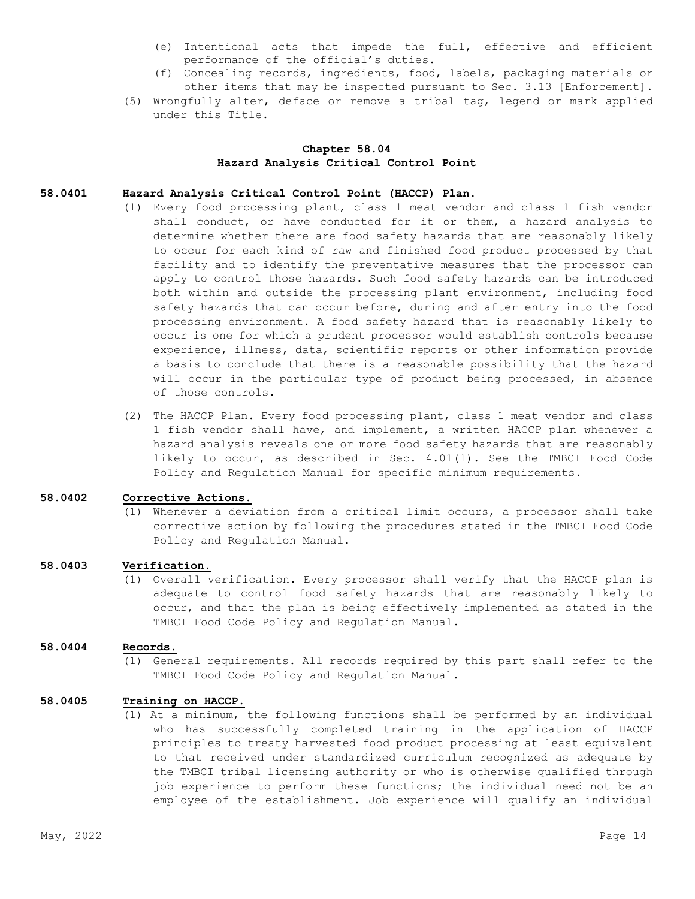(e) Intentional acts that impede the full, effective and efficient performance of the official's duties.

(f) Concealing records, ingredients, food, labels, packaging materials or other items that may be inspected pursuant to Sec. 3.13 [Enforcement].

(5) Wrongfully alter, deface or remove a tribal tag, legend or mark applied under this Title.

## Chapter 58.04
## Hazard Analysis Critical Control Point

**58.0401 <u>Hazard Analysis Critical Control Point (HACCP) Plan.</u>**

(1) Every food processing plant, class 1 meat vendor and class 1 fish vendor shall conduct, or have conducted for it or them, a hazard analysis to determine whether there are food safety hazards that are reasonably likely to occur for each kind of raw and finished food product processed by that facility and to identify the preventative measures that the processor can apply to control those hazards. Such food safety hazards can be introduced both within and outside the processing plant environment, including food safety hazards that can occur before, during and after entry into the food processing environment. A food safety hazard that is reasonably likely to occur is one for which a prudent processor would establish controls because experience, illness, data, scientific reports or other information provide a basis to conclude that there is a reasonable possibility that the hazard will occur in the particular type of product being processed, in absence of those controls.

(2) The HACCP Plan. Every food processing plant, class 1 meat vendor and class 1 fish vendor shall have, and implement, a written HACCP plan whenever a hazard analysis reveals one or more food safety hazards that are reasonably likely to occur, as described in Sec. 4.01(1). See the TMBCI Food Code Policy and Regulation Manual for specific minimum requirements.

**58.0402 <u>Corrective Actions.</u>**

(1) Whenever a deviation from a critical limit occurs, a processor shall take corrective action by following the procedures stated in the TMBCI Food Code Policy and Regulation Manual.

**58.0403 <u>Verification.</u>**

(1) Overall verification. Every processor shall verify that the HACCP plan is adequate to control food safety hazards that are reasonably likely to occur, and that the plan is being effectively implemented as stated in the TMBCI Food Code Policy and Regulation Manual.

**58.0404 <u>Records.</u>**

(1) General requirements. All records required by this part shall refer to the TMBCI Food Code Policy and Regulation Manual.

**58.0405 <u>Training on HACCP.</u>**

(1) At a minimum, the following functions shall be performed by an individual who has successfully completed training in the application of HACCP principles to treaty harvested food product processing at least equivalent to that received under standardized curriculum recognized as adequate by the TMBCI tribal licensing authority or who is otherwise qualified through job experience to perform these functions; the individual need not be an employee of the establishment. Job experience will qualify an individual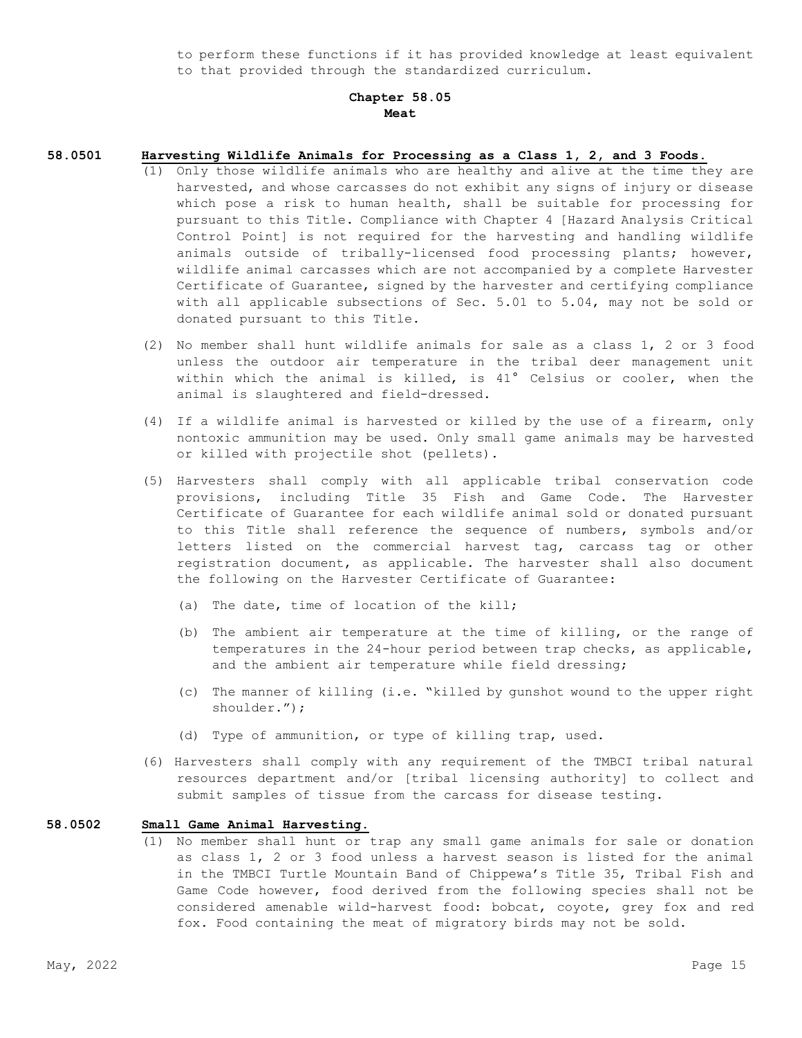to perform these functions if it has provided knowledge at least equivalent to that provided through the standardized curriculum.

## Chapter 58.05
## Meat

### 58.0501 Harvesting Wildlife Animals for Processing as a Class 1, 2, and 3 Foods.

(1) Only those wildlife animals who are healthy and alive at the time they are harvested, and whose carcasses do not exhibit any signs of injury or disease which pose a risk to human health, shall be suitable for processing for pursuant to this Title. Compliance with Chapter 4 [Hazard Analysis Critical Control Point] is not required for the harvesting and handling wildlife animals outside of tribally-licensed food processing plants; however, wildlife animal carcasses which are not accompanied by a complete Harvester Certificate of Guarantee, signed by the harvester and certifying compliance with all applicable subsections of Sec. 5.01 to 5.04, may not be sold or donated pursuant to this Title.

(2) No member shall hunt wildlife animals for sale as a class 1, 2 or 3 food unless the outdoor air temperature in the tribal deer management unit within which the animal is killed, is 41° Celsius or cooler, when the animal is slaughtered and field-dressed.

(4) If a wildlife animal is harvested or killed by the use of a firearm, only nontoxic ammunition may be used. Only small game animals may be harvested or killed with projectile shot (pellets).

(5) Harvesters shall comply with all applicable tribal conservation code provisions, including Title 35 Fish and Game Code. The Harvester Certificate of Guarantee for each wildlife animal sold or donated pursuant to this Title shall reference the sequence of numbers, symbols and/or letters listed on the commercial harvest tag, carcass tag or other registration document, as applicable. The harvester shall also document the following on the Harvester Certificate of Guarantee:

  (a) The date, time of location of the kill;

  (b) The ambient air temperature at the time of killing, or the range of temperatures in the 24-hour period between trap checks, as applicable, and the ambient air temperature while field dressing;

  (c) The manner of killing (i.e. "killed by gunshot wound to the upper right shoulder.");

  (d) Type of ammunition, or type of killing trap, used.

(6) Harvesters shall comply with any requirement of the TMBCI tribal natural resources department and/or [tribal licensing authority] to collect and submit samples of tissue from the carcass for disease testing.

### 58.0502 Small Game Animal Harvesting.

(1) No member shall hunt or trap any small game animals for sale or donation as class 1, 2 or 3 food unless a harvest season is listed for the animal in the TMBCI Turtle Mountain Band of Chippewa's Title 35, Tribal Fish and Game Code however, food derived from the following species shall not be considered amenable wild-harvest food: bobcat, coyote, grey fox and red fox. Food containing the meat of migratory birds may not be sold.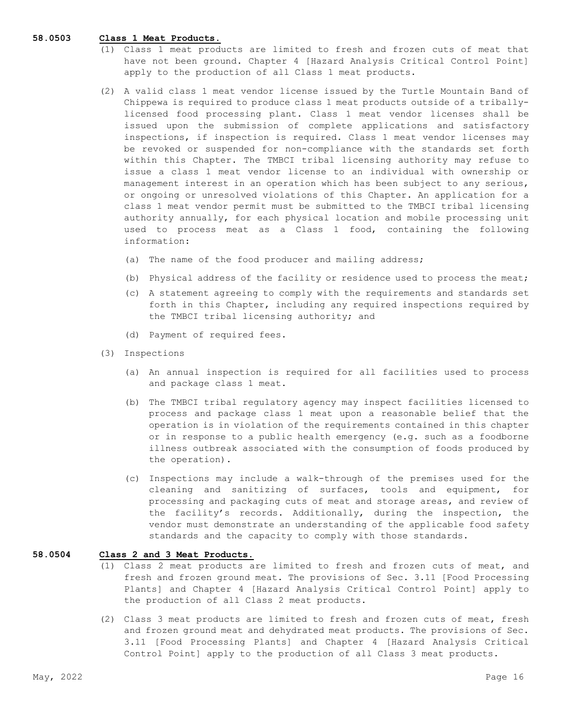**58.0503 Class 1 Meat Products.**

(1) Class 1 meat products are limited to fresh and frozen cuts of meat that have not been ground. Chapter 4 [Hazard Analysis Critical Control Point] apply to the production of all Class 1 meat products.

(2) A valid class 1 meat vendor license issued by the Turtle Mountain Band of Chippewa is required to produce class 1 meat products outside of a tribally-licensed food processing plant. Class 1 meat vendor licenses shall be issued upon the submission of complete applications and satisfactory inspections, if inspection is required. Class 1 meat vendor licenses may be revoked or suspended for non-compliance with the standards set forth within this Chapter. The TMBCI tribal licensing authority may refuse to issue a class 1 meat vendor license to an individual with ownership or management interest in an operation which has been subject to any serious, or ongoing or unresolved violations of this Chapter. An application for a class 1 meat vendor permit must be submitted to the TMBCI tribal licensing authority annually, for each physical location and mobile processing unit used to process meat as a Class 1 food, containing the following information:

   (a) The name of the food producer and mailing address;

   (b) Physical address of the facility or residence used to process the meat;

   (c) A statement agreeing to comply with the requirements and standards set forth in this Chapter, including any required inspections required by the TMBCI tribal licensing authority; and

   (d) Payment of required fees.

(3) Inspections

   (a) An annual inspection is required for all facilities used to process and package class 1 meat.

   (b) The TMBCI tribal regulatory agency may inspect facilities licensed to process and package class 1 meat upon a reasonable belief that the operation is in violation of the requirements contained in this chapter or in response to a public health emergency (e.g. such as a foodborne illness outbreak associated with the consumption of foods produced by the operation).

   (c) Inspections may include a walk-through of the premises used for the cleaning and sanitizing of surfaces, tools and equipment, for processing and packaging cuts of meat and storage areas, and review of the facility's records. Additionally, during the inspection, the vendor must demonstrate an understanding of the applicable food safety standards and the capacity to comply with those standards.

**58.0504 Class 2 and 3 Meat Products.**

(1) Class 2 meat products are limited to fresh and frozen cuts of meat, and fresh and frozen ground meat. The provisions of Sec. 3.11 [Food Processing Plants] and Chapter 4 [Hazard Analysis Critical Control Point] apply to the production of all Class 2 meat products.

(2) Class 3 meat products are limited to fresh and frozen cuts of meat, fresh and frozen ground meat and dehydrated meat products. The provisions of Sec. 3.11 [Food Processing Plants] and Chapter 4 [Hazard Analysis Critical Control Point] apply to the production of all Class 3 meat products.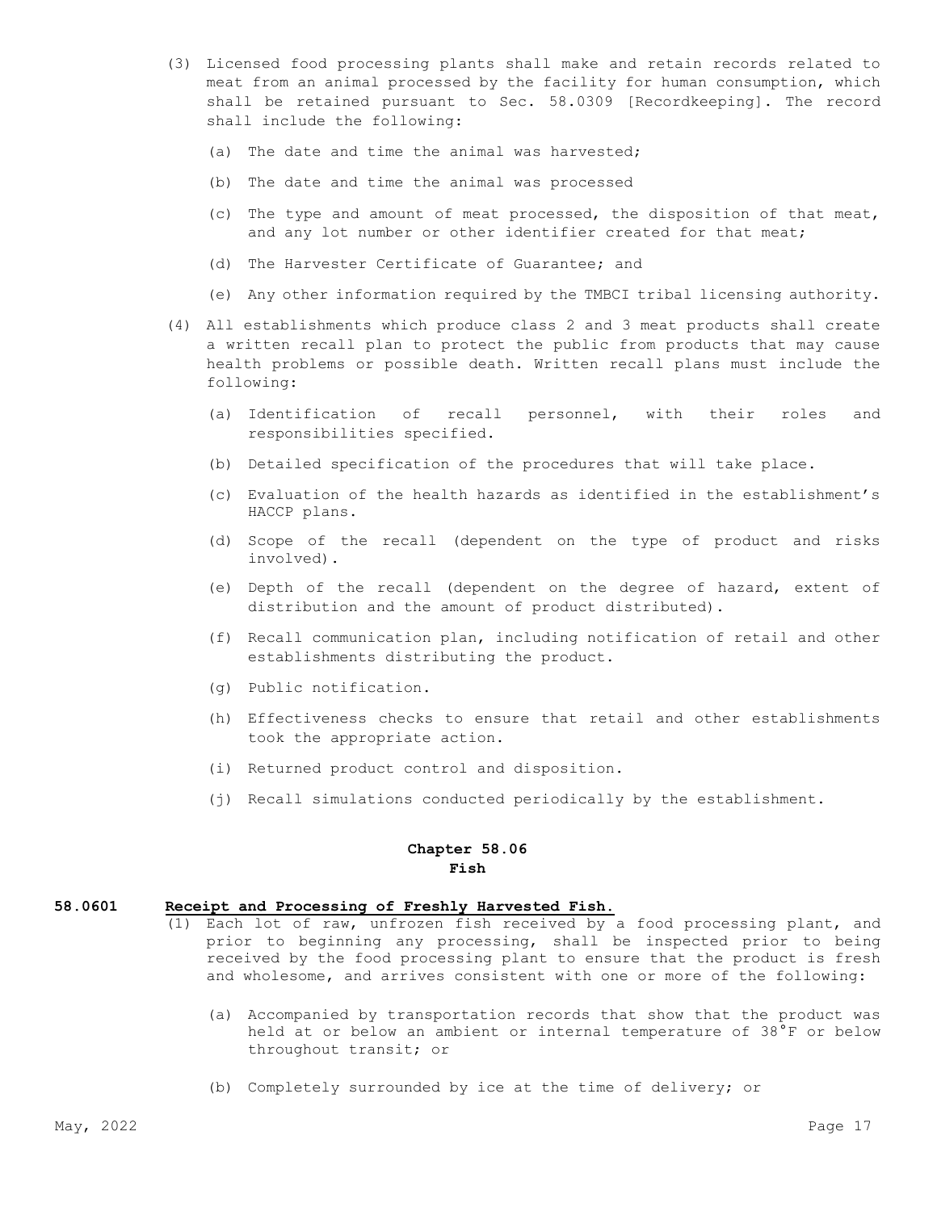(3) Licensed food processing plants shall make and retain records related to meat from an animal processed by the facility for human consumption, which shall be retained pursuant to Sec. 58.0309 [Recordkeeping]. The record shall include the following:

   (a) The date and time the animal was harvested;

   (b) The date and time the animal was processed

   (c) The type and amount of meat processed, the disposition of that meat, and any lot number or other identifier created for that meat;

   (d) The Harvester Certificate of Guarantee; and

   (e) Any other information required by the TMBCI tribal licensing authority.

(4) All establishments which produce class 2 and 3 meat products shall create a written recall plan to protect the public from products that may cause health problems or possible death. Written recall plans must include the following:

   (a) Identification of recall personnel, with their roles and responsibilities specified.

   (b) Detailed specification of the procedures that will take place.

   (c) Evaluation of the health hazards as identified in the establishment's HACCP plans.

   (d) Scope of the recall (dependent on the type of product and risks involved).

   (e) Depth of the recall (dependent on the degree of hazard, extent of distribution and the amount of product distributed).

   (f) Recall communication plan, including notification of retail and other establishments distributing the product.

   (g) Public notification.

   (h) Effectiveness checks to ensure that retail and other establishments took the appropriate action.

   (i) Returned product control and disposition.

   (j) Recall simulations conducted periodically by the establishment.

## Chapter 58.06
## Fish

**58.0601 Receipt and Processing of Freshly Harvested Fish.**

(1) Each lot of raw, unfrozen fish received by a food processing plant, and prior to beginning any processing, shall be inspected prior to being received by the food processing plant to ensure that the product is fresh and wholesome, and arrives consistent with one or more of the following:

   (a) Accompanied by transportation records that show that the product was held at or below an ambient or internal temperature of 38°F or below throughout transit; or

   (b) Completely surrounded by ice at the time of delivery; or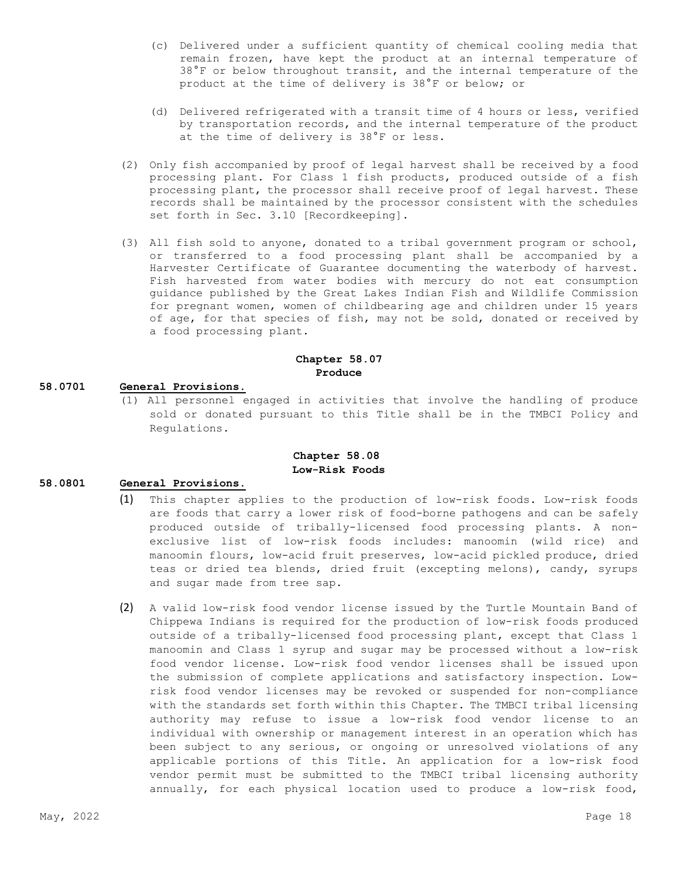(c) Delivered under a sufficient quantity of chemical cooling media that remain frozen, have kept the product at an internal temperature of 38°F or below throughout transit, and the internal temperature of the product at the time of delivery is 38°F or below; or

(d) Delivered refrigerated with a transit time of 4 hours or less, verified by transportation records, and the internal temperature of the product at the time of delivery is 38°F or less.

(2) Only fish accompanied by proof of legal harvest shall be received by a food processing plant. For Class 1 fish products, produced outside of a fish processing plant, the processor shall receive proof of legal harvest. These records shall be maintained by the processor consistent with the schedules set forth in Sec. 3.10 [Recordkeeping].

(3) All fish sold to anyone, donated to a tribal government program or school, or transferred to a food processing plant shall be accompanied by a Harvester Certificate of Guarantee documenting the waterbody of harvest. Fish harvested from water bodies with mercury do not eat consumption guidance published by the Great Lakes Indian Fish and Wildlife Commission for pregnant women, women of childbearing age and children under 15 years of age, for that species of fish, may not be sold, donated or received by a food processing plant.

## Chapter 58.07
## Produce

**58.0701 General Provisions.**

(1) All personnel engaged in activities that involve the handling of produce sold or donated pursuant to this Title shall be in the TMBCI Policy and Regulations.

## Chapter 58.08
## Low-Risk Foods

**58.0801 General Provisions.**

(1) This chapter applies to the production of low-risk foods. Low-risk foods are foods that carry a lower risk of food-borne pathogens and can be safely produced outside of tribally-licensed food processing plants. A non-exclusive list of low-risk foods includes: manoomin (wild rice) and manoomin flours, low-acid fruit preserves, low-acid pickled produce, dried teas or dried tea blends, dried fruit (excepting melons), candy, syrups and sugar made from tree sap.

(2) A valid low-risk food vendor license issued by the Turtle Mountain Band of Chippewa Indians is required for the production of low-risk foods produced outside of a tribally-licensed food processing plant, except that Class 1 manoomin and Class 1 syrup and sugar may be processed without a low-risk food vendor license. Low-risk food vendor licenses shall be issued upon the submission of complete applications and satisfactory inspection. Low-risk food vendor licenses may be revoked or suspended for non-compliance with the standards set forth within this Chapter. The TMBCI tribal licensing authority may refuse to issue a low-risk food vendor license to an individual with ownership or management interest in an operation which has been subject to any serious, or ongoing or unresolved violations of any applicable portions of this Title. An application for a low-risk food vendor permit must be submitted to the TMBCI tribal licensing authority annually, for each physical location used to produce a low-risk food,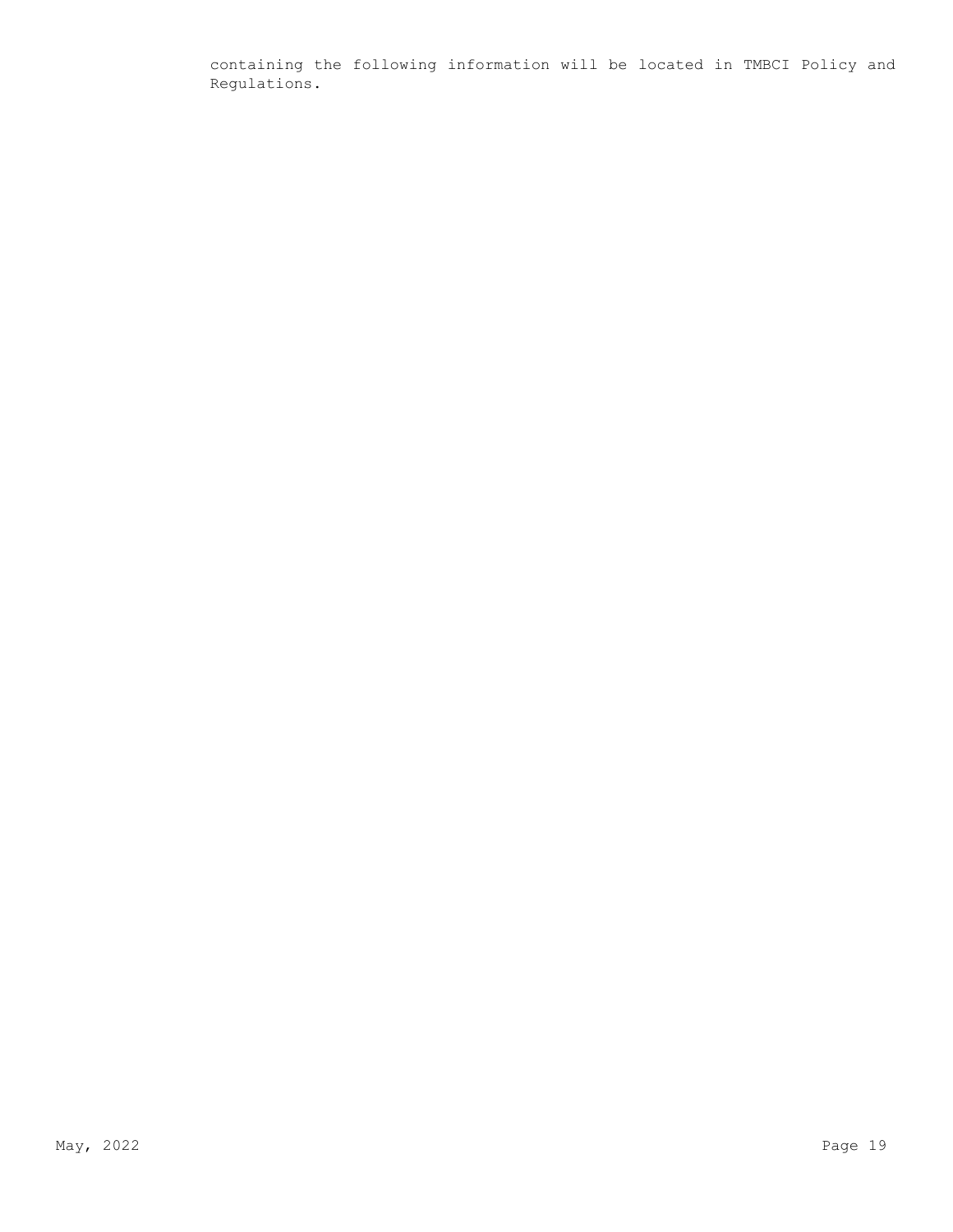containing the following information will be located in TMBCI Policy and Regulations.